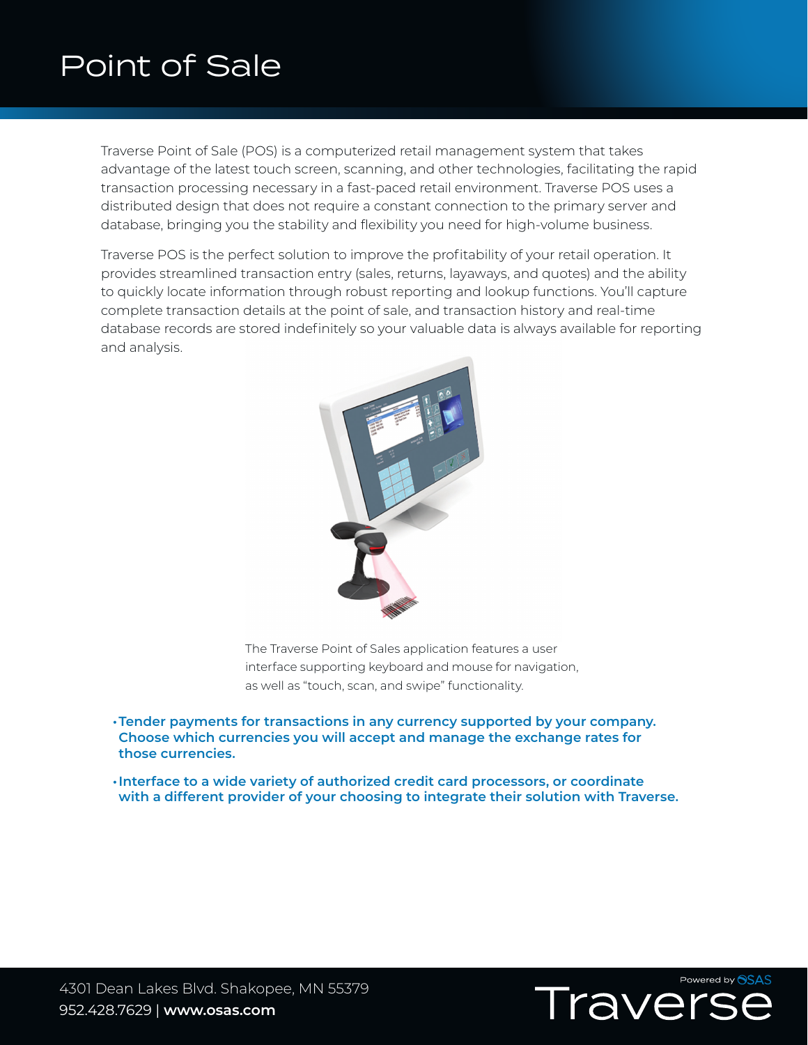# Point of Sale

Traverse Point of Sale (POS) is a computerized retail management system that takes advantage of the latest touch screen, scanning, and other technologies, facilitating the rapid transaction processing necessary in a fast-paced retail environment. Traverse POS uses a distributed design that does not require a constant connection to the primary server and database, bringing you the stability and flexibility you need for high-volume business.

Traverse POS is the perfect solution to improve the profitability of your retail operation. It provides streamlined transaction entry (sales, returns, layaways, and quotes) and the ability to quickly locate information through robust reporting and lookup functions. You'll capture complete transaction details at the point of sale, and transaction history and real-time database records are stored indefinitely so your valuable data is always available for reporting and analysis.

The Traverse Point of Sales application features a user interface supporting keyboard and mouse for navigation, as well as "touch, scan, and swipe" functionality.

- **Tender payments for transactions in any currency supported by your company. Choose which currencies you will accept and manage the exchange rates for those currencies.**
- **Interface to a wide variety of authorized credit card processors, or coordinate with a different provider of your choosing to integrate their solution with Traverse.**

4301 Dean Lakes Blvd. Shakopee, MN 55379
952.428.7629 | **www.osas.com**

Powered by OSAS
Traverse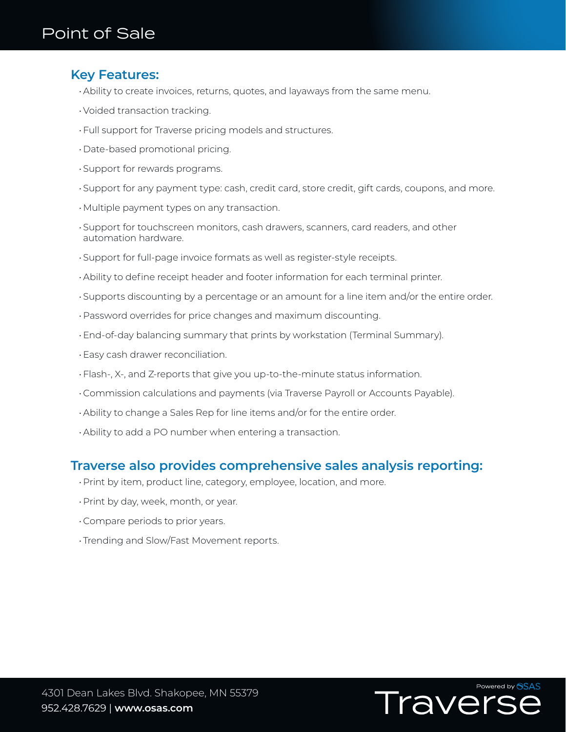# Point of Sale

## Key Features:

- Ability to create invoices, returns, quotes, and layaways from the same menu.
- Voided transaction tracking.
- Full support for Traverse pricing models and structures.
- Date-based promotional pricing.
- Support for rewards programs.
- Support for any payment type: cash, credit card, store credit, gift cards, coupons, and more.
- Multiple payment types on any transaction.
- Support for touchscreen monitors, cash drawers, scanners, card readers, and other automation hardware.
- Support for full-page invoice formats as well as register-style receipts.
- Ability to define receipt header and footer information for each terminal printer.
- Supports discounting by a percentage or an amount for a line item and/or the entire order.
- Password overrides for price changes and maximum discounting.
- End-of-day balancing summary that prints by workstation (Terminal Summary).
- Easy cash drawer reconciliation.
- Flash-, X-, and Z-reports that give you up-to-the-minute status information.
- Commission calculations and payments (via Traverse Payroll or Accounts Payable).
- Ability to change a Sales Rep for line items and/or for the entire order.
- Ability to add a PO number when entering a transaction.

## Traverse also provides comprehensive sales analysis reporting:

- Print by item, product line, category, employee, location, and more.
- Print by day, week, month, or year.
- Compare periods to prior years.
- Trending and Slow/Fast Movement reports.

4301 Dean Lakes Blvd. Shakopee, MN 55379
952.428.7629 | **www.osas.com**

Powered by OSAS
Traverse